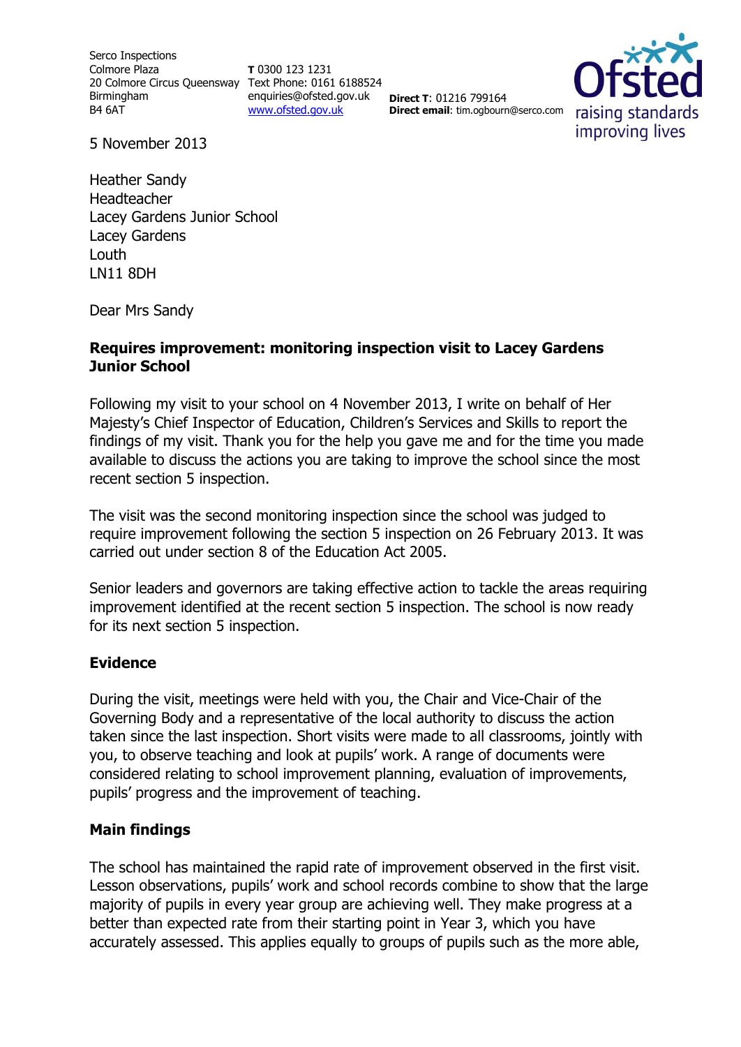Serco Inspections
Colmore Plaza
20 Colmore Circus Queensway
Birmingham
B4 6AT

**T** 0300 123 1231
Text Phone: 0161 6188524
enquiries@ofsted.gov.uk
www.ofsted.gov.uk

**Direct T**: 01216 799164
**Direct email**: tim.ogbourn@serco.com

5 November 2013

Heather Sandy
Headteacher
Lacey Gardens Junior School
Lacey Gardens
Louth
LN11 8DH

Dear Mrs Sandy

**Requires improvement: monitoring inspection visit to Lacey Gardens Junior School**

Following my visit to your school on 4 November 2013, I write on behalf of Her Majesty's Chief Inspector of Education, Children's Services and Skills to report the findings of my visit. Thank you for the help you gave me and for the time you made available to discuss the actions you are taking to improve the school since the most recent section 5 inspection.

The visit was the second monitoring inspection since the school was judged to require improvement following the section 5 inspection on 26 February 2013. It was carried out under section 8 of the Education Act 2005.

Senior leaders and governors are taking effective action to tackle the areas requiring improvement identified at the recent section 5 inspection. The school is now ready for its next section 5 inspection.

## Evidence

During the visit, meetings were held with you, the Chair and Vice-Chair of the Governing Body and a representative of the local authority to discuss the action taken since the last inspection. Short visits were made to all classrooms, jointly with you, to observe teaching and look at pupils' work. A range of documents were considered relating to school improvement planning, evaluation of improvements, pupils' progress and the improvement of teaching.

## Main findings

The school has maintained the rapid rate of improvement observed in the first visit. Lesson observations, pupils' work and school records combine to show that the large majority of pupils in every year group are achieving well. They make progress at a better than expected rate from their starting point in Year 3, which you have accurately assessed. This applies equally to groups of pupils such as the more able,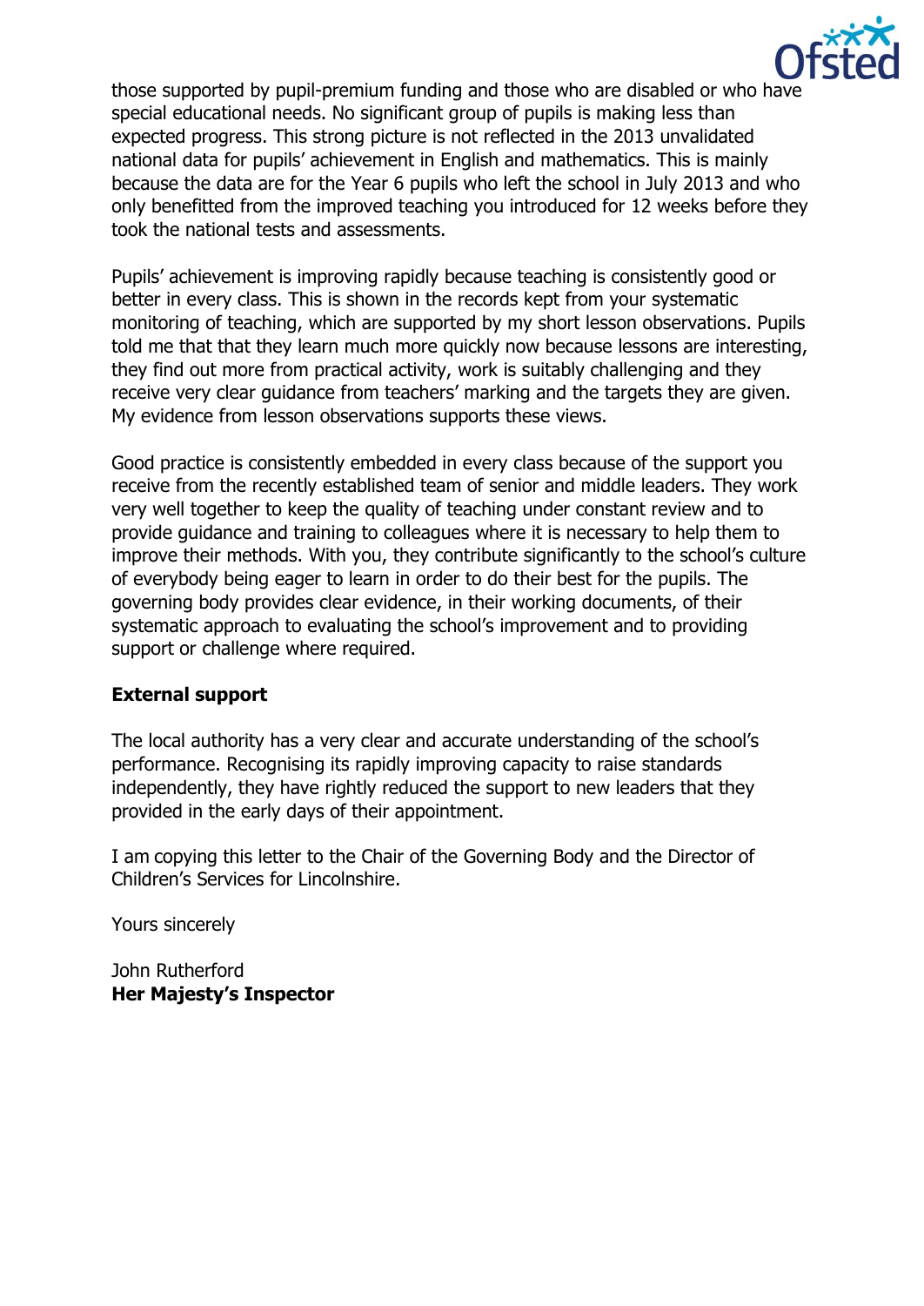those supported by pupil-premium funding and those who are disabled or who have special educational needs. No significant group of pupils is making less than expected progress. This strong picture is not reflected in the 2013 unvalidated national data for pupils' achievement in English and mathematics. This is mainly because the data are for the Year 6 pupils who left the school in July 2013 and who only benefitted from the improved teaching you introduced for 12 weeks before they took the national tests and assessments.

Pupils' achievement is improving rapidly because teaching is consistently good or better in every class. This is shown in the records kept from your systematic monitoring of teaching, which are supported by my short lesson observations. Pupils told me that that they learn much more quickly now because lessons are interesting, they find out more from practical activity, work is suitably challenging and they receive very clear guidance from teachers' marking and the targets they are given. My evidence from lesson observations supports these views.

Good practice is consistently embedded in every class because of the support you receive from the recently established team of senior and middle leaders. They work very well together to keep the quality of teaching under constant review and to provide guidance and training to colleagues where it is necessary to help them to improve their methods. With you, they contribute significantly to the school's culture of everybody being eager to learn in order to do their best for the pupils. The governing body provides clear evidence, in their working documents, of their systematic approach to evaluating the school's improvement and to providing support or challenge where required.

**External support**

The local authority has a very clear and accurate understanding of the school's performance. Recognising its rapidly improving capacity to raise standards independently, they have rightly reduced the support to new leaders that they provided in the early days of their appointment.

I am copying this letter to the Chair of the Governing Body and the Director of Children's Services for Lincolnshire.

Yours sincerely

John Rutherford
**Her Majesty's Inspector**